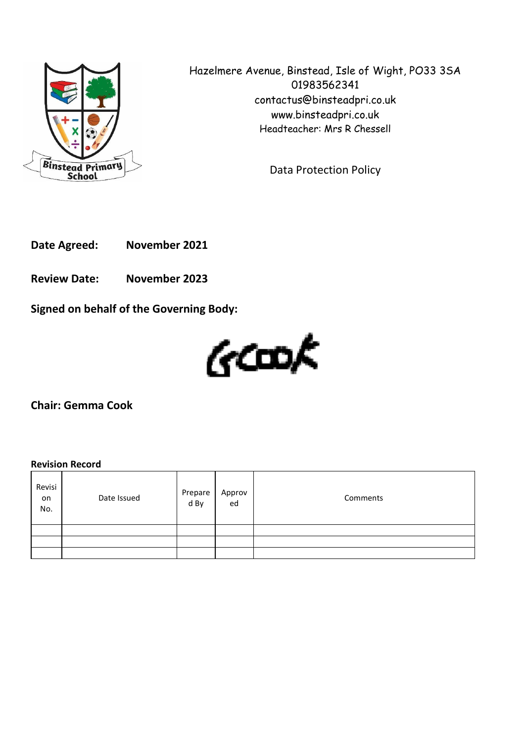Binstead Primary School

Hazelmere Avenue, Binstead, Isle of Wight, PO33 3SA
01983562341
contactus@binsteadpri.co.uk
www.binsteadpri.co.uk
Headteacher: Mrs R Chessell

# Data Protection Policy

**Date Agreed:** **November 2021**

**Review Date:** **November 2023**

**Signed on behalf of the Governing Body:**

GCook

**Chair: Gemma Cook**

**Revision Record**

| Revision No. | Date Issued | Prepared By | Approved | Comments |
|---|---|---|---|---|
| | | | | |
| | | | | |
| | | | | |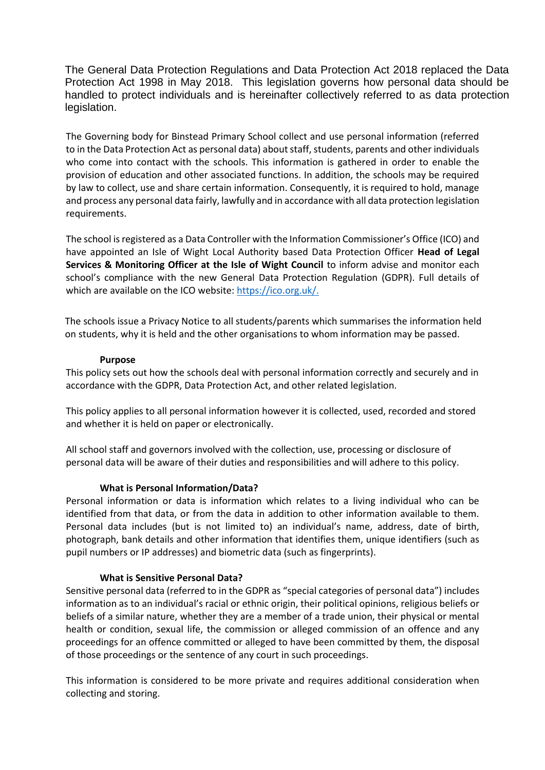The General Data Protection Regulations and Data Protection Act 2018 replaced the Data Protection Act 1998 in May 2018. This legislation governs how personal data should be handled to protect individuals and is hereinafter collectively referred to as data protection legislation.

The Governing body for Binstead Primary School collect and use personal information (referred to in the Data Protection Act as personal data) about staff, students, parents and other individuals who come into contact with the schools. This information is gathered in order to enable the provision of education and other associated functions. In addition, the schools may be required by law to collect, use and share certain information. Consequently, it is required to hold, manage and process any personal data fairly, lawfully and in accordance with all data protection legislation requirements.

The school is registered as a Data Controller with the Information Commissioner's Office (ICO) and have appointed an Isle of Wight Local Authority based Data Protection Officer **Head of Legal Services & Monitoring Officer at the Isle of Wight Council** to inform advise and monitor each school's compliance with the new General Data Protection Regulation (GDPR). Full details of which are available on the ICO website: [https://ico.org.uk/.](https://ico.org.uk/)

The schools issue a Privacy Notice to all students/parents which summarises the information held on students, why it is held and the other organisations to whom information may be passed.

### Purpose

This policy sets out how the schools deal with personal information correctly and securely and in accordance with the GDPR, Data Protection Act, and other related legislation.

This policy applies to all personal information however it is collected, used, recorded and stored and whether it is held on paper or electronically.

All school staff and governors involved with the collection, use, processing or disclosure of personal data will be aware of their duties and responsibilities and will adhere to this policy.

### What is Personal Information/Data?

Personal information or data is information which relates to a living individual who can be identified from that data, or from the data in addition to other information available to them. Personal data includes (but is not limited to) an individual's name, address, date of birth, photograph, bank details and other information that identifies them, unique identifiers (such as pupil numbers or IP addresses) and biometric data (such as fingerprints).

### What is Sensitive Personal Data?

Sensitive personal data (referred to in the GDPR as "special categories of personal data") includes information as to an individual's racial or ethnic origin, their political opinions, religious beliefs or beliefs of a similar nature, whether they are a member of a trade union, their physical or mental health or condition, sexual life, the commission or alleged commission of an offence and any proceedings for an offence committed or alleged to have been committed by them, the disposal of those proceedings or the sentence of any court in such proceedings.

This information is considered to be more private and requires additional consideration when collecting and storing.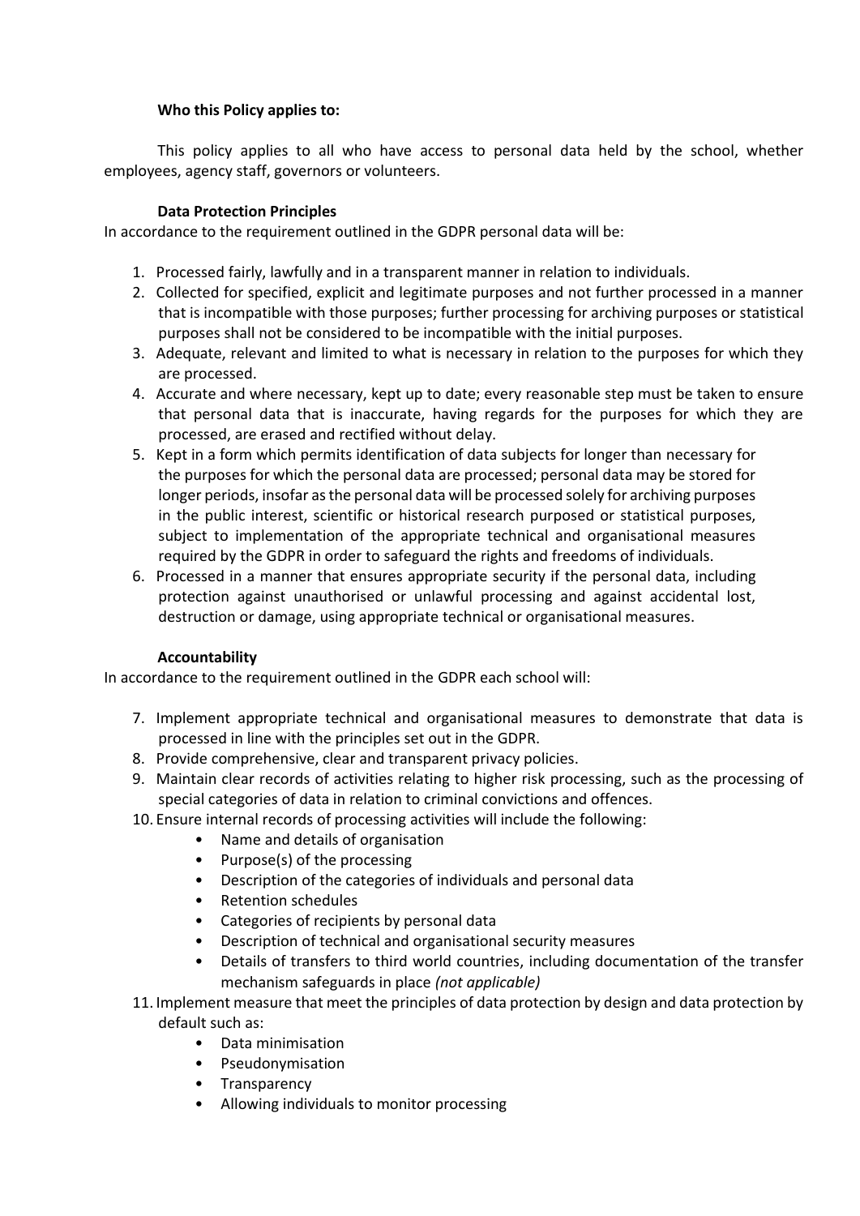**Who this Policy applies to:**

This policy applies to all who have access to personal data held by the school, whether employees, agency staff, governors or volunteers.

**Data Protection Principles**

In accordance to the requirement outlined in the GDPR personal data will be:

1. Processed fairly, lawfully and in a transparent manner in relation to individuals.
2. Collected for specified, explicit and legitimate purposes and not further processed in a manner that is incompatible with those purposes; further processing for archiving purposes or statistical purposes shall not be considered to be incompatible with the initial purposes.
3. Adequate, relevant and limited to what is necessary in relation to the purposes for which they are processed.
4. Accurate and where necessary, kept up to date; every reasonable step must be taken to ensure that personal data that is inaccurate, having regards for the purposes for which they are processed, are erased and rectified without delay.
5. Kept in a form which permits identification of data subjects for longer than necessary for the purposes for which the personal data are processed; personal data may be stored for longer periods, insofar as the personal data will be processed solely for archiving purposes in the public interest, scientific or historical research purposed or statistical purposes, subject to implementation of the appropriate technical and organisational measures required by the GDPR in order to safeguard the rights and freedoms of individuals.
6. Processed in a manner that ensures appropriate security if the personal data, including protection against unauthorised or unlawful processing and against accidental lost, destruction or damage, using appropriate technical or organisational measures.

**Accountability**

In accordance to the requirement outlined in the GDPR each school will:

7. Implement appropriate technical and organisational measures to demonstrate that data is processed in line with the principles set out in the GDPR.
8. Provide comprehensive, clear and transparent privacy policies.
9. Maintain clear records of activities relating to higher risk processing, such as the processing of special categories of data in relation to criminal convictions and offences.
10. Ensure internal records of processing activities will include the following:
    - Name and details of organisation
    - Purpose(s) of the processing
    - Description of the categories of individuals and personal data
    - Retention schedules
    - Categories of recipients by personal data
    - Description of technical and organisational security measures
    - Details of transfers to third world countries, including documentation of the transfer mechanism safeguards in place *(not applicable)*
11. Implement measure that meet the principles of data protection by design and data protection by default such as:
    - Data minimisation
    - Pseudonymisation
    - Transparency
    - Allowing individuals to monitor processing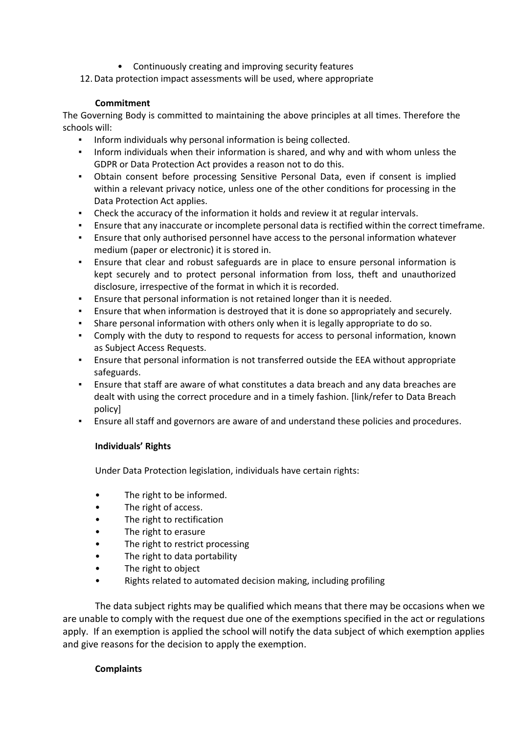- Continuously creating and improving security features

12. Data protection impact assessments will be used, where appropriate

**Commitment**

The Governing Body is committed to maintaining the above principles at all times. Therefore the schools will:

- Inform individuals why personal information is being collected.
- Inform individuals when their information is shared, and why and with whom unless the GDPR or Data Protection Act provides a reason not to do this.
- Obtain consent before processing Sensitive Personal Data, even if consent is implied within a relevant privacy notice, unless one of the other conditions for processing in the Data Protection Act applies.
- Check the accuracy of the information it holds and review it at regular intervals.
- Ensure that any inaccurate or incomplete personal data is rectified within the correct timeframe.
- Ensure that only authorised personnel have access to the personal information whatever medium (paper or electronic) it is stored in.
- Ensure that clear and robust safeguards are in place to ensure personal information is kept securely and to protect personal information from loss, theft and unauthorized disclosure, irrespective of the format in which it is recorded.
- Ensure that personal information is not retained longer than it is needed.
- Ensure that when information is destroyed that it is done so appropriately and securely.
- Share personal information with others only when it is legally appropriate to do so.
- Comply with the duty to respond to requests for access to personal information, known as Subject Access Requests.
- Ensure that personal information is not transferred outside the EEA without appropriate safeguards.
- Ensure that staff are aware of what constitutes a data breach and any data breaches are dealt with using the correct procedure and in a timely fashion. [link/refer to Data Breach policy]
- Ensure all staff and governors are aware of and understand these policies and procedures.

**Individuals' Rights**

Under Data Protection legislation, individuals have certain rights:

- The right to be informed.
- The right of access.
- The right to rectification
- The right to erasure
- The right to restrict processing
- The right to data portability
- The right to object
- Rights related to automated decision making, including profiling

The data subject rights may be qualified which means that there may be occasions when we are unable to comply with the request due one of the exemptions specified in the act or regulations apply. If an exemption is applied the school will notify the data subject of which exemption applies and give reasons for the decision to apply the exemption.

**Complaints**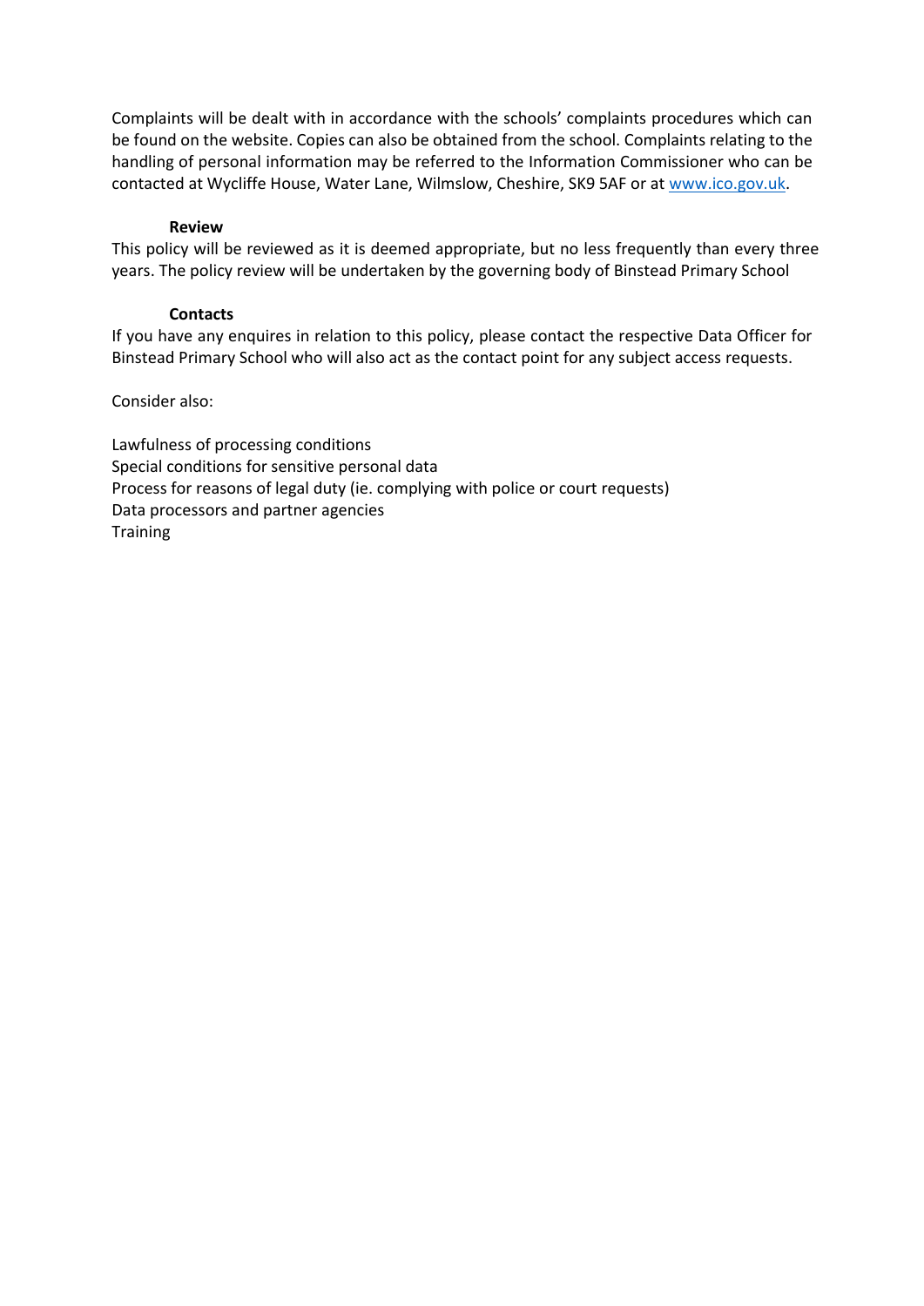Complaints will be dealt with in accordance with the schools' complaints procedures which can be found on the website. Copies can also be obtained from the school. Complaints relating to the handling of personal information may be referred to the Information Commissioner who can be contacted at Wycliffe House, Water Lane, Wilmslow, Cheshire, SK9 5AF or at [www.ico.gov.uk](http://www.ico.gov.uk).

### Review

This policy will be reviewed as it is deemed appropriate, but no less frequently than every three years. The policy review will be undertaken by the governing body of Binstead Primary School

### Contacts

If you have any enquires in relation to this policy, please contact the respective Data Officer for Binstead Primary School who will also act as the contact point for any subject access requests.

Consider also:

Lawfulness of processing conditions
Special conditions for sensitive personal data
Process for reasons of legal duty (ie. complying with police or court requests)
Data processors and partner agencies
Training